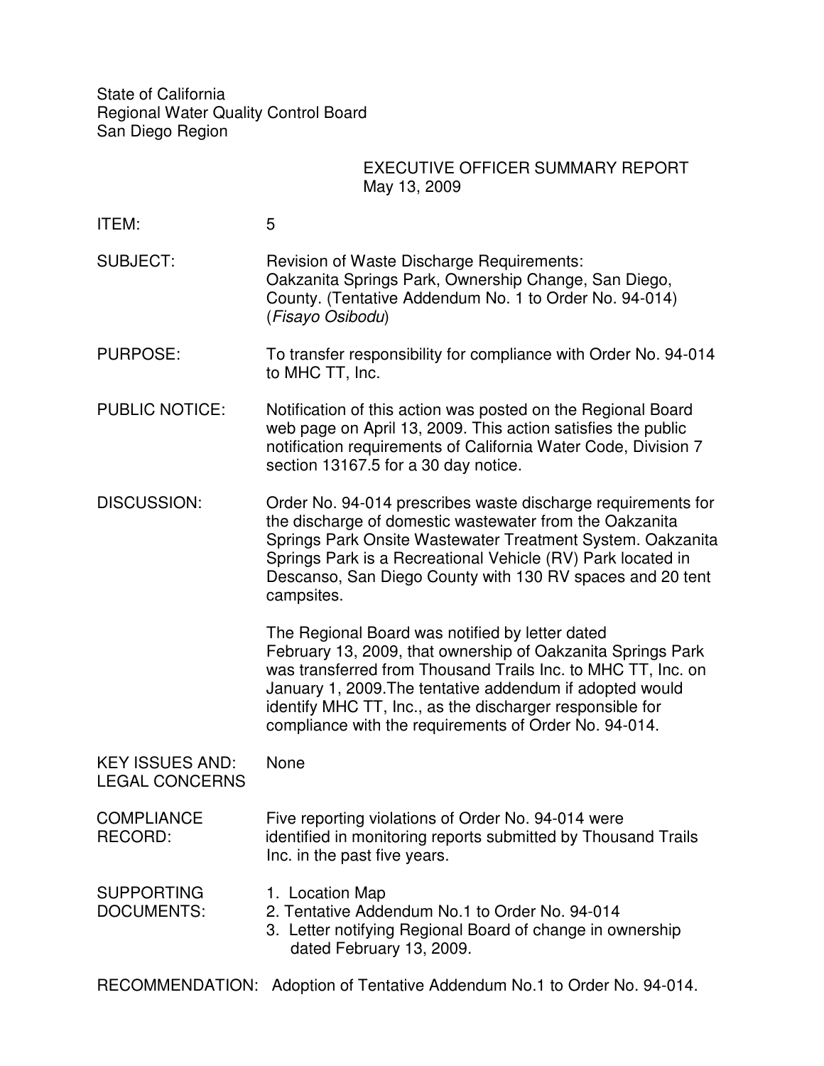State of California
Regional Water Quality Control Board
San Diego Region

EXECUTIVE OFFICER SUMMARY REPORT
May 13, 2009

**ITEM:** 5

**SUBJECT:** Revision of Waste Discharge Requirements: Oakzanita Springs Park, Ownership Change, San Diego, County. (Tentative Addendum No. 1 to Order No. 94-014) (*Fisayo Osibodu*)

**PURPOSE:** To transfer responsibility for compliance with Order No. 94-014 to MHC TT, Inc.

**PUBLIC NOTICE:** Notification of this action was posted on the Regional Board web page on April 13, 2009. This action satisfies the public notification requirements of California Water Code, Division 7 section 13167.5 for a 30 day notice.

**DISCUSSION:** Order No. 94-014 prescribes waste discharge requirements for the discharge of domestic wastewater from the Oakzanita Springs Park Onsite Wastewater Treatment System. Oakzanita Springs Park is a Recreational Vehicle (RV) Park located in Descanso, San Diego County with 130 RV spaces and 20 tent campsites.

The Regional Board was notified by letter dated February 13, 2009, that ownership of Oakzanita Springs Park was transferred from Thousand Trails Inc. to MHC TT, Inc. on January 1, 2009.The tentative addendum if adopted would identify MHC TT, Inc., as the discharger responsible for compliance with the requirements of Order No. 94-014.

**KEY ISSUES AND: LEGAL CONCERNS** None

**COMPLIANCE RECORD:** Five reporting violations of Order No. 94-014 were identified in monitoring reports submitted by Thousand Trails Inc. in the past five years.

**SUPPORTING DOCUMENTS:**

1. Location Map
2. Tentative Addendum No.1 to Order No. 94-014
3. Letter notifying Regional Board of change in ownership dated February 13, 2009.

**RECOMMENDATION:** Adoption of Tentative Addendum No.1 to Order No. 94-014.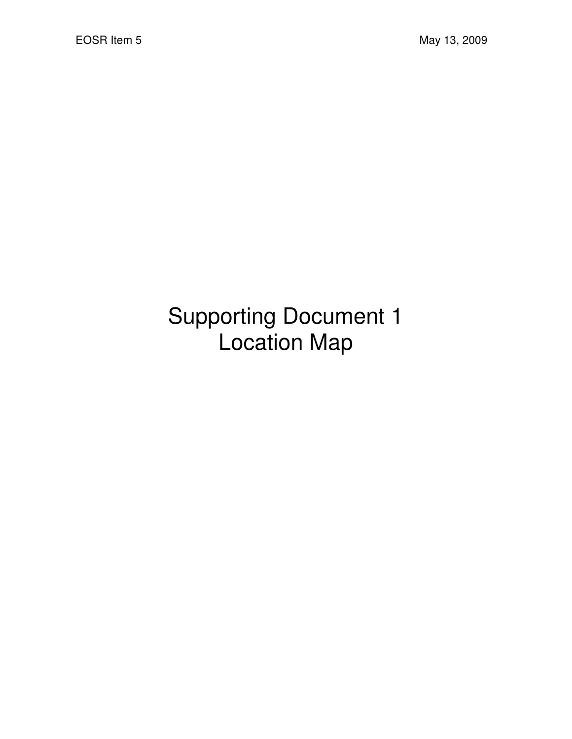# Supporting Document 1
# Location Map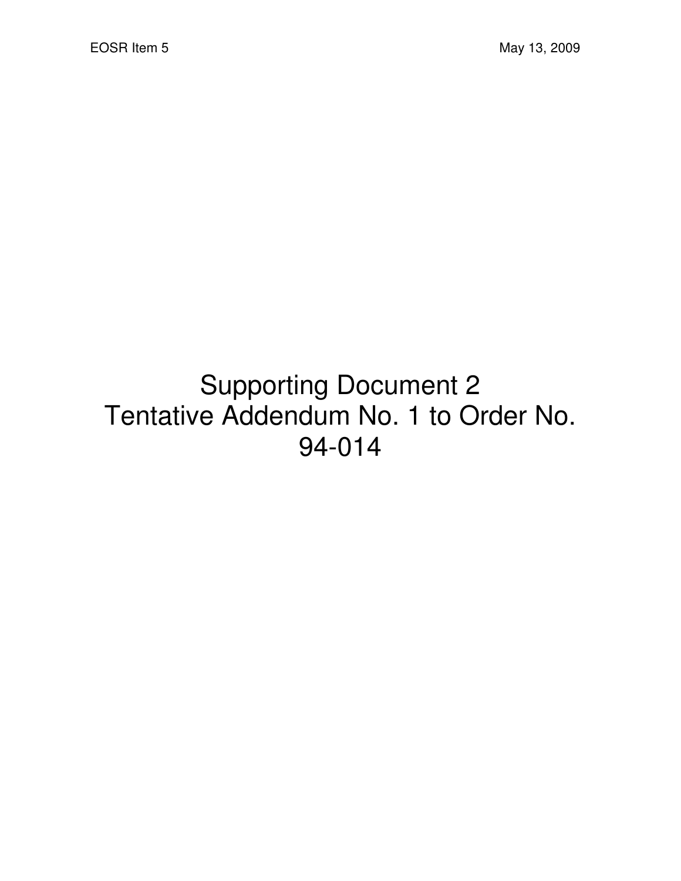# Supporting Document 2
# Tentative Addendum No. 1 to Order No. 94-014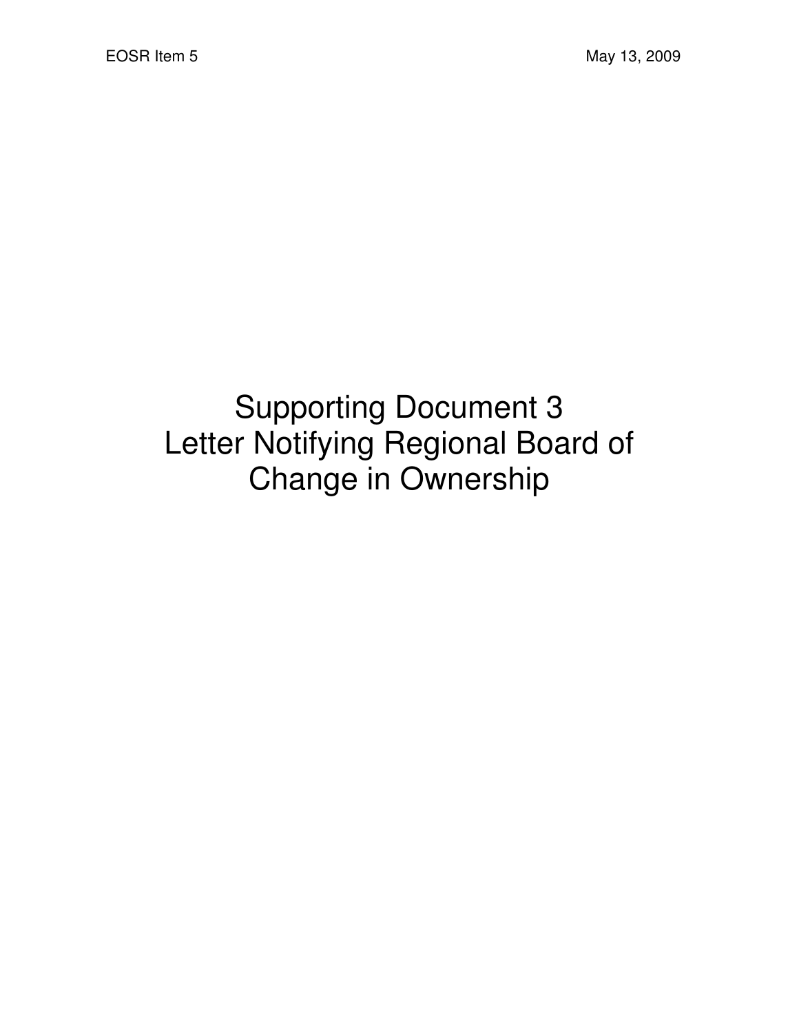# Supporting Document 3
# Letter Notifying Regional Board of Change in Ownership